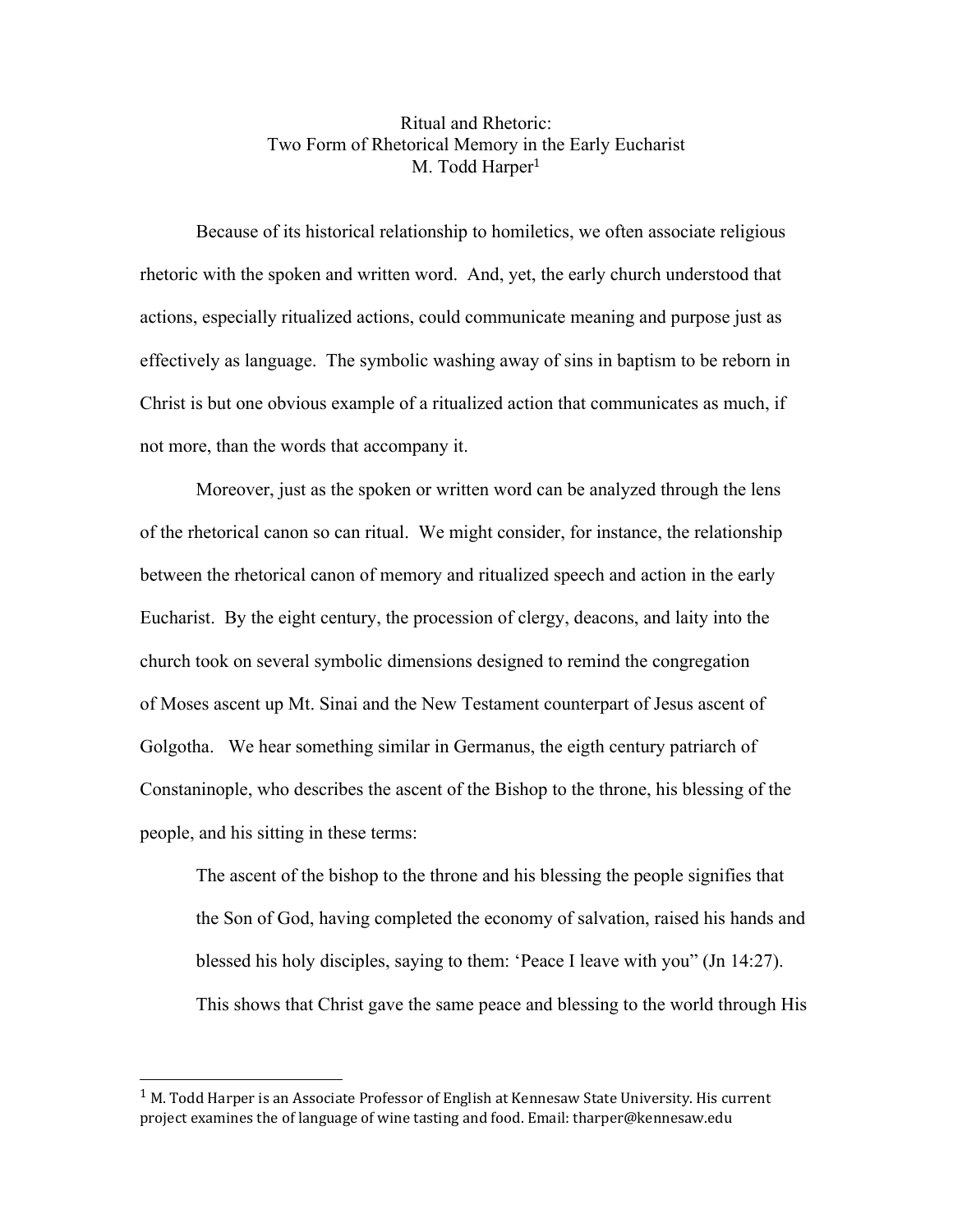# Ritual and Rhetoric:
## Two Form of Rhetorical Memory in the Early Eucharist
### M. Todd Harper[1]

Because of its historical relationship to homiletics, we often associate religious rhetoric with the spoken and written word. And, yet, the early church understood that actions, especially ritualized actions, could communicate meaning and purpose just as effectively as language. The symbolic washing away of sins in baptism to be reborn in Christ is but one obvious example of a ritualized action that communicates as much, if not more, than the words that accompany it.

Moreover, just as the spoken or written word can be analyzed through the lens of the rhetorical canon so can ritual. We might consider, for instance, the relationship between the rhetorical canon of memory and ritualized speech and action in the early Eucharist. By the eight century, the procession of clergy, deacons, and laity into the church took on several symbolic dimensions designed to remind the congregation of Moses ascent up Mt. Sinai and the New Testament counterpart of Jesus ascent of Golgotha. We hear something similar in Germanus, the eigth century patriarch of Constaninople, who describes the ascent of the Bishop to the throne, his blessing of the people, and his sitting in these terms:

> The ascent of the bishop to the throne and his blessing the people signifies that the Son of God, having completed the economy of salvation, raised his hands and blessed his holy disciples, saying to them: 'Peace I leave with you" (Jn 14:27). This shows that Christ gave the same peace and blessing to the world through His

---

[1] M. Todd Harper is an Associate Professor of English at Kennesaw State University. His current project examines the of language of wine tasting and food. Email: tharper@kennesaw.edu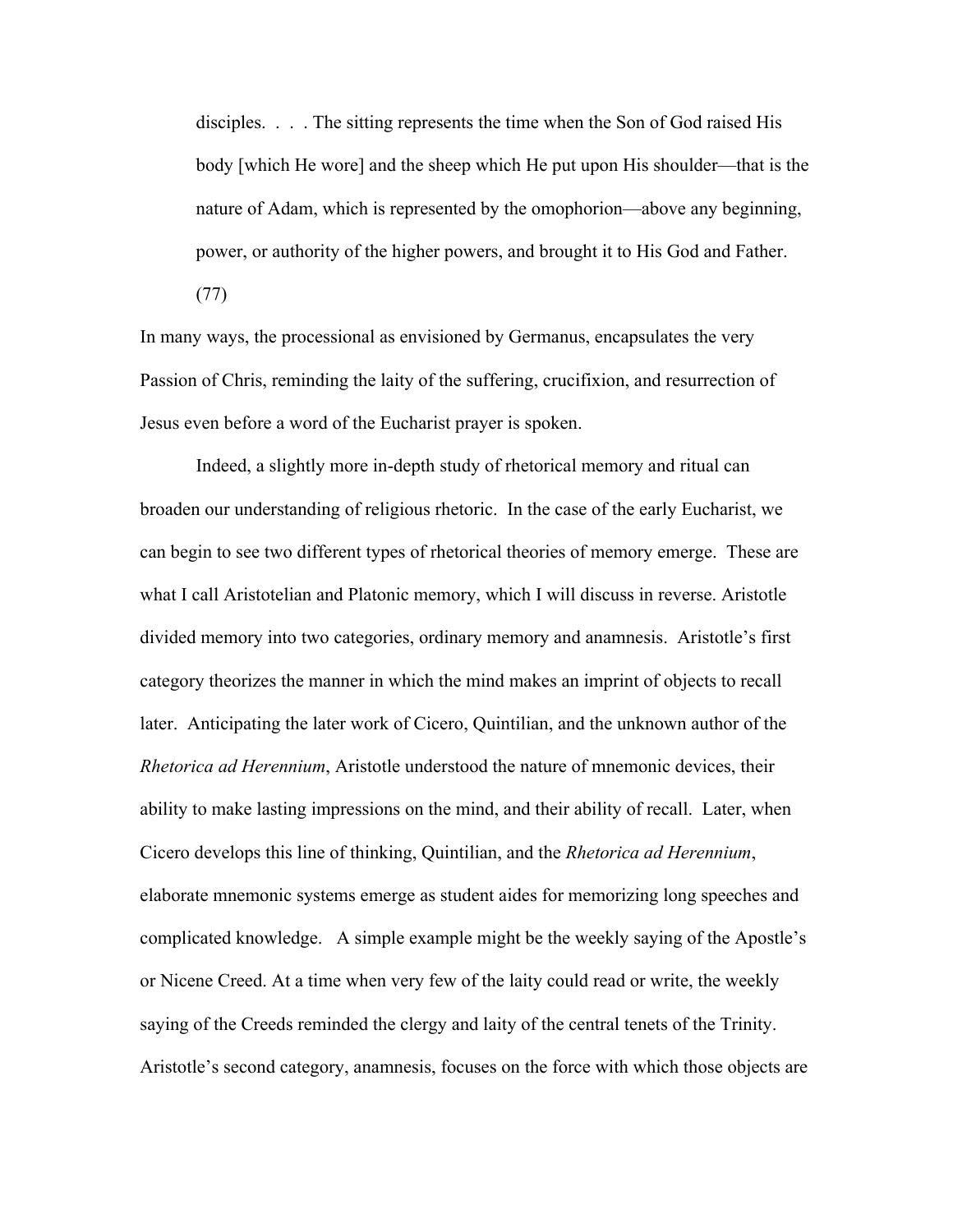> disciples. . . . The sitting represents the time when the Son of God raised His body [which He wore] and the sheep which He put upon His shoulder—that is the nature of Adam, which is represented by the omophorion—above any beginning, power, or authority of the higher powers, and brought it to His God and Father. (77)

In many ways, the processional as envisioned by Germanus, encapsulates the very Passion of Chris, reminding the laity of the suffering, crucifixion, and resurrection of Jesus even before a word of the Eucharist prayer is spoken.

Indeed, a slightly more in-depth study of rhetorical memory and ritual can broaden our understanding of religious rhetoric. In the case of the early Eucharist, we can begin to see two different types of rhetorical theories of memory emerge. These are what I call Aristotelian and Platonic memory, which I will discuss in reverse. Aristotle divided memory into two categories, ordinary memory and anamnesis. Aristotle's first category theorizes the manner in which the mind makes an imprint of objects to recall later. Anticipating the later work of Cicero, Quintilian, and the unknown author of the *Rhetorica ad Herennium*, Aristotle understood the nature of mnemonic devices, their ability to make lasting impressions on the mind, and their ability of recall. Later, when Cicero develops this line of thinking, Quintilian, and the *Rhetorica ad Herennium*, elaborate mnemonic systems emerge as student aides for memorizing long speeches and complicated knowledge. A simple example might be the weekly saying of the Apostle's or Nicene Creed. At a time when very few of the laity could read or write, the weekly saying of the Creeds reminded the clergy and laity of the central tenets of the Trinity. Aristotle's second category, anamnesis, focuses on the force with which those objects are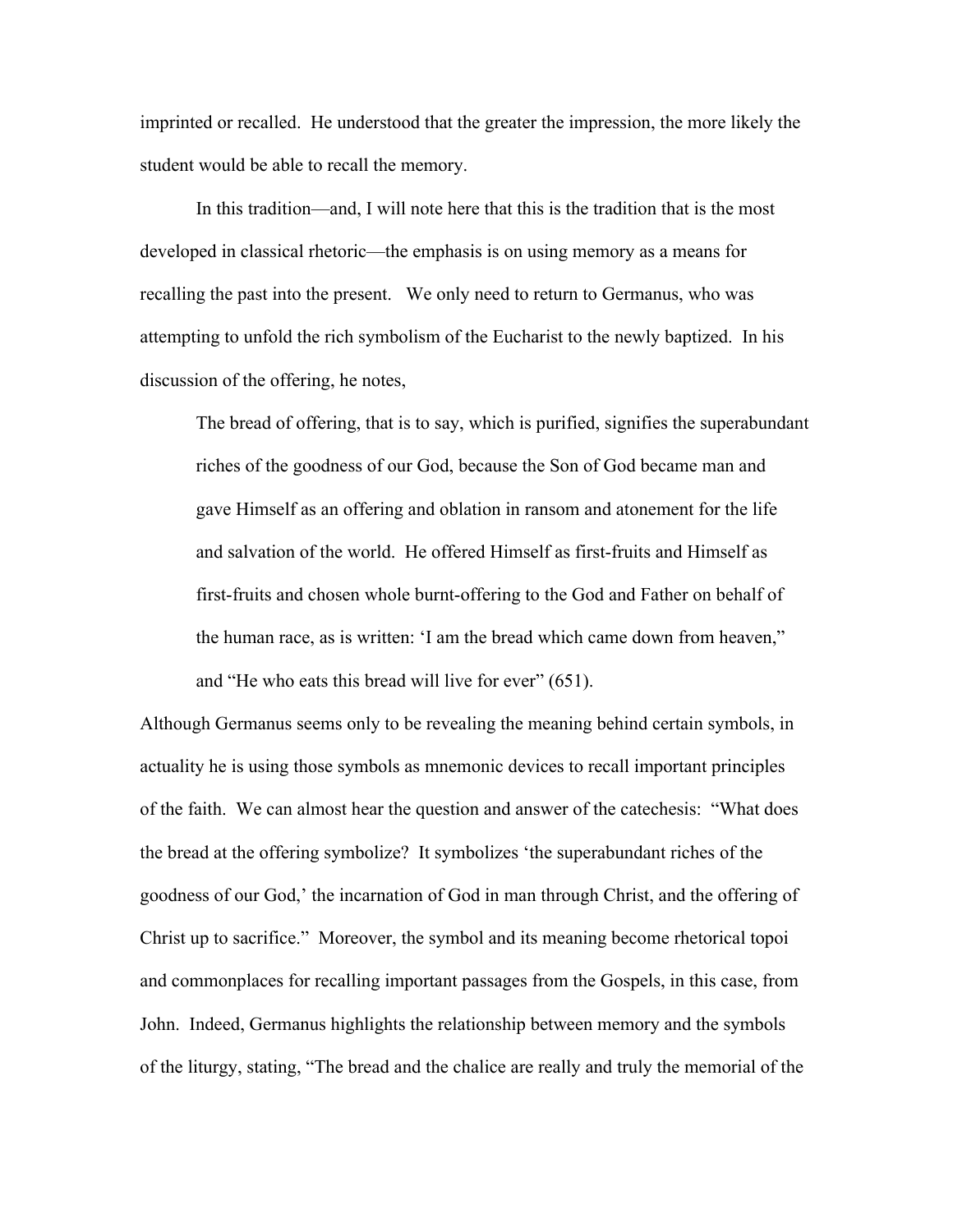imprinted or recalled. He understood that the greater the impression, the more likely the student would be able to recall the memory.

In this tradition—and, I will note here that this is the tradition that is the most developed in classical rhetoric—the emphasis is on using memory as a means for recalling the past into the present. We only need to return to Germanus, who was attempting to unfold the rich symbolism of the Eucharist to the newly baptized. In his discussion of the offering, he notes,

> The bread of offering, that is to say, which is purified, signifies the superabundant riches of the goodness of our God, because the Son of God became man and gave Himself as an offering and oblation in ransom and atonement for the life and salvation of the world. He offered Himself as first-fruits and Himself as first-fruits and chosen whole burnt-offering to the God and Father on behalf of the human race, as is written: 'I am the bread which came down from heaven," and "He who eats this bread will live for ever" (651).

Although Germanus seems only to be revealing the meaning behind certain symbols, in actuality he is using those symbols as mnemonic devices to recall important principles of the faith. We can almost hear the question and answer of the catechesis: "What does the bread at the offering symbolize? It symbolizes 'the superabundant riches of the goodness of our God,' the incarnation of God in man through Christ, and the offering of Christ up to sacrifice." Moreover, the symbol and its meaning become rhetorical topoi and commonplaces for recalling important passages from the Gospels, in this case, from John. Indeed, Germanus highlights the relationship between memory and the symbols of the liturgy, stating, "The bread and the chalice are really and truly the memorial of the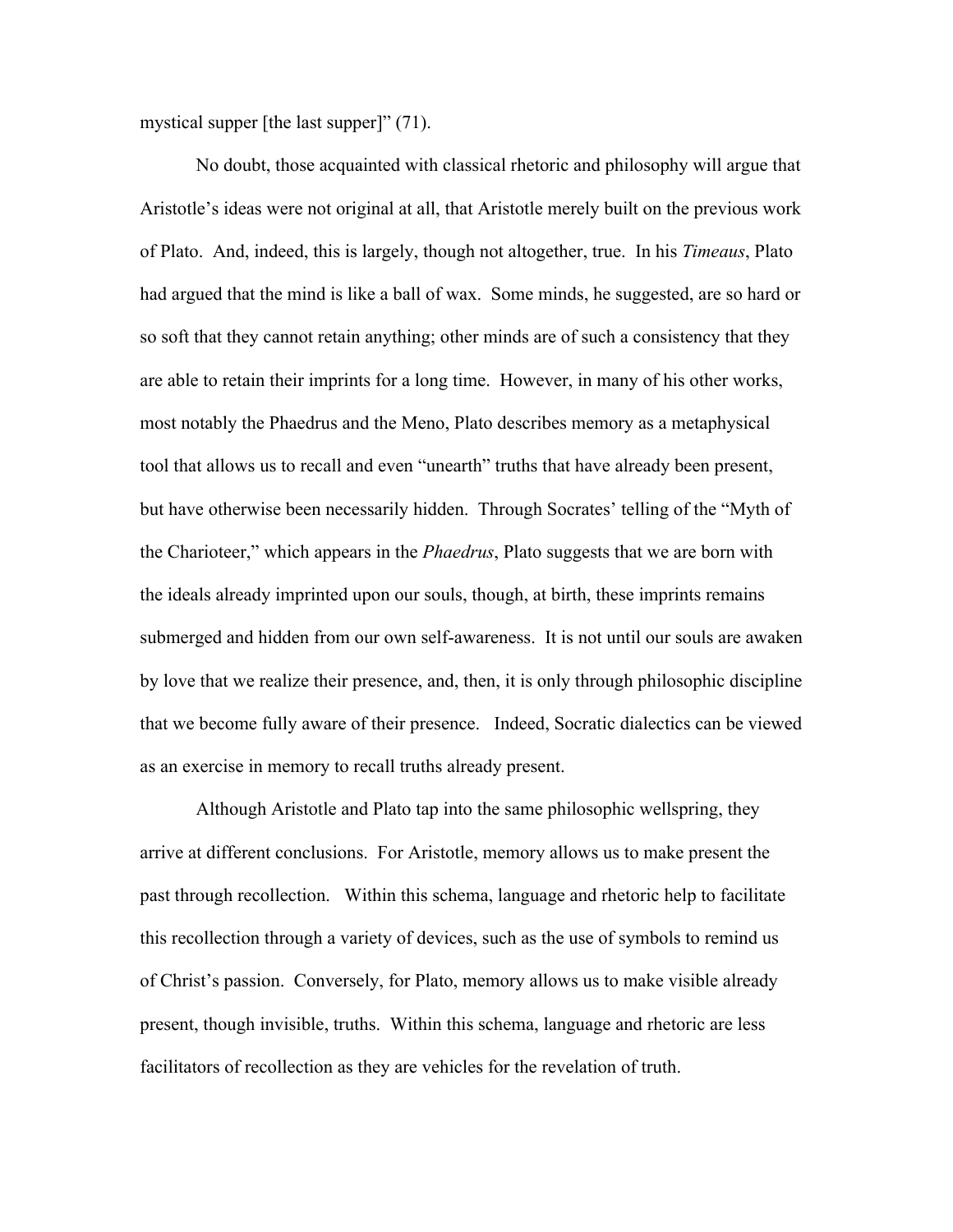mystical supper [the last supper]" (71).

No doubt, those acquainted with classical rhetoric and philosophy will argue that Aristotle's ideas were not original at all, that Aristotle merely built on the previous work of Plato. And, indeed, this is largely, though not altogether, true. In his *Timeaus*, Plato had argued that the mind is like a ball of wax. Some minds, he suggested, are so hard or so soft that they cannot retain anything; other minds are of such a consistency that they are able to retain their imprints for a long time. However, in many of his other works, most notably the Phaedrus and the Meno, Plato describes memory as a metaphysical tool that allows us to recall and even "unearth" truths that have already been present, but have otherwise been necessarily hidden. Through Socrates' telling of the "Myth of the Charioteer," which appears in the *Phaedrus*, Plato suggests that we are born with the ideals already imprinted upon our souls, though, at birth, these imprints remains submerged and hidden from our own self-awareness. It is not until our souls are awaken by love that we realize their presence, and, then, it is only through philosophic discipline that we become fully aware of their presence. Indeed, Socratic dialectics can be viewed as an exercise in memory to recall truths already present.

Although Aristotle and Plato tap into the same philosophic wellspring, they arrive at different conclusions. For Aristotle, memory allows us to make present the past through recollection. Within this schema, language and rhetoric help to facilitate this recollection through a variety of devices, such as the use of symbols to remind us of Christ's passion. Conversely, for Plato, memory allows us to make visible already present, though invisible, truths. Within this schema, language and rhetoric are less facilitators of recollection as they are vehicles for the revelation of truth.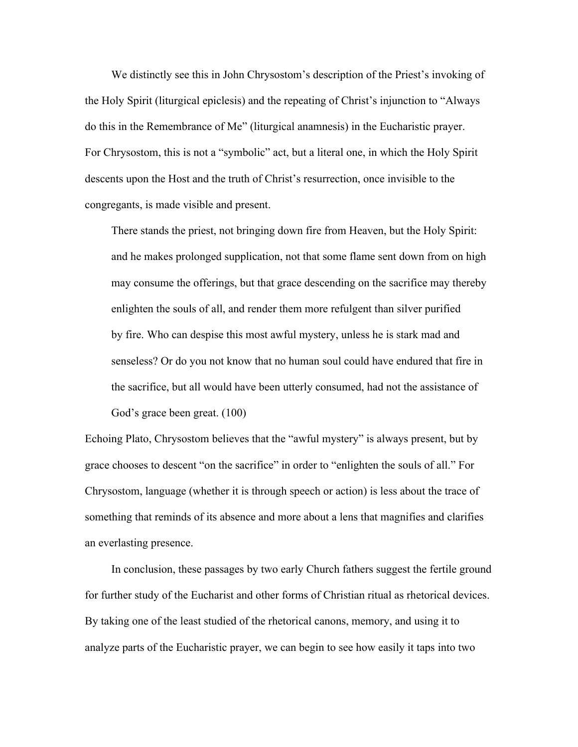We distinctly see this in John Chrysostom's description of the Priest's invoking of the Holy Spirit (liturgical epiclesis) and the repeating of Christ's injunction to "Always do this in the Remembrance of Me" (liturgical anamnesis) in the Eucharistic prayer. For Chrysostom, this is not a "symbolic" act, but a literal one, in which the Holy Spirit descents upon the Host and the truth of Christ's resurrection, once invisible to the congregants, is made visible and present.

> There stands the priest, not bringing down fire from Heaven, but the Holy Spirit: and he makes prolonged supplication, not that some flame sent down from on high may consume the offerings, but that grace descending on the sacrifice may thereby enlighten the souls of all, and render them more refulgent than silver purified by fire. Who can despise this most awful mystery, unless he is stark mad and senseless? Or do you not know that no human soul could have endured that fire in the sacrifice, but all would have been utterly consumed, had not the assistance of God's grace been great. (100)

Echoing Plato, Chrysostom believes that the "awful mystery" is always present, but by grace chooses to descent "on the sacrifice" in order to "enlighten the souls of all." For Chrysostom, language (whether it is through speech or action) is less about the trace of something that reminds of its absence and more about a lens that magnifies and clarifies an everlasting presence.

In conclusion, these passages by two early Church fathers suggest the fertile ground for further study of the Eucharist and other forms of Christian ritual as rhetorical devices. By taking one of the least studied of the rhetorical canons, memory, and using it to analyze parts of the Eucharistic prayer, we can begin to see how easily it taps into two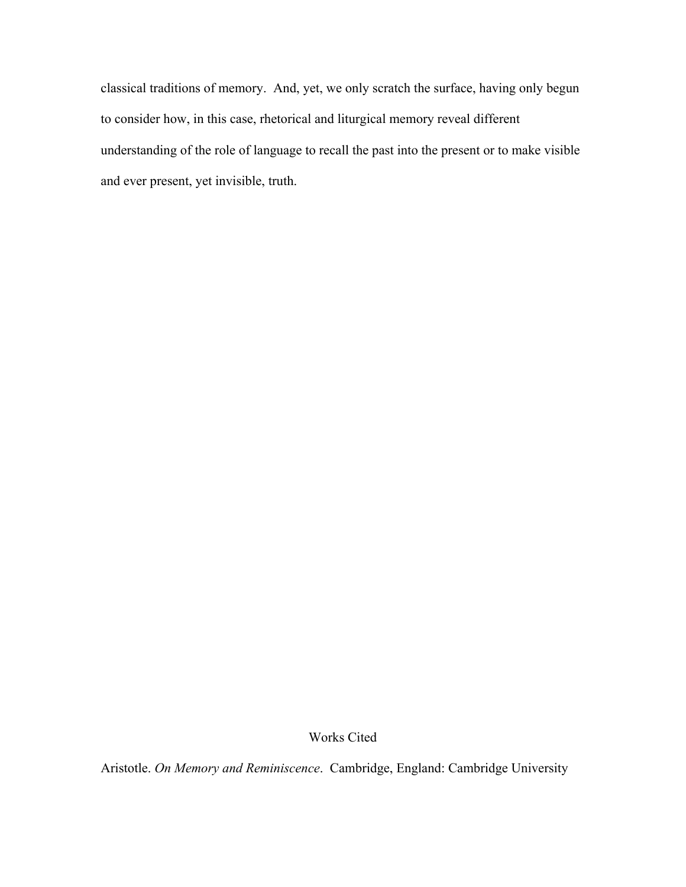classical traditions of memory.  And, yet, we only scratch the surface, having only begun to consider how, in this case, rhetorical and liturgical memory reveal different understanding of the role of language to recall the past into the present or to make visible and ever present, yet invisible, truth.

## Works Cited

Aristotle. *On Memory and Reminiscence*.  Cambridge, England: Cambridge University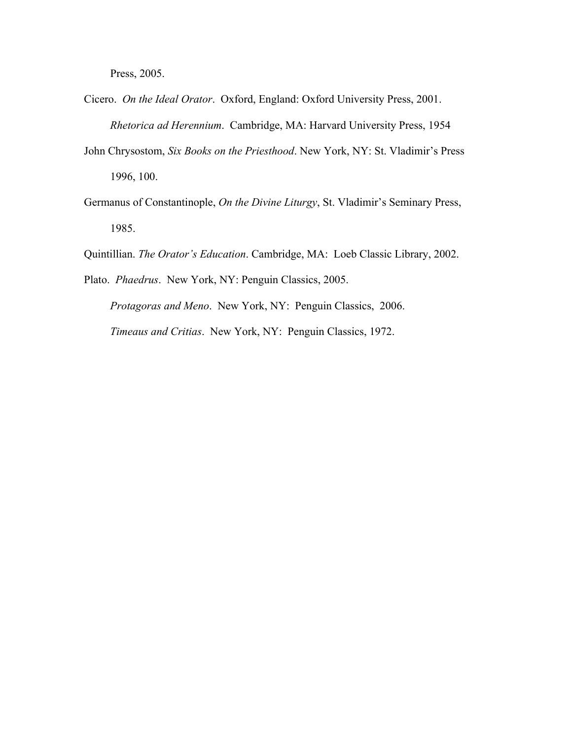Press, 2005.

Cicero. *On the Ideal Orator*. Oxford, England: Oxford University Press, 2001.

*Rhetorica ad Herennium*. Cambridge, MA: Harvard University Press, 1954

John Chrysostom, *Six Books on the Priesthood*. New York, NY: St. Vladimir's Press 1996, 100.

Germanus of Constantinople, *On the Divine Liturgy*, St. Vladimir's Seminary Press, 1985.

Quintillian. *The Orator's Education*. Cambridge, MA: Loeb Classic Library, 2002.

Plato. *Phaedrus*. New York, NY: Penguin Classics, 2005.

*Protagoras and Meno*. New York, NY: Penguin Classics, 2006.

*Timeaus and Critias*. New York, NY: Penguin Classics, 1972.